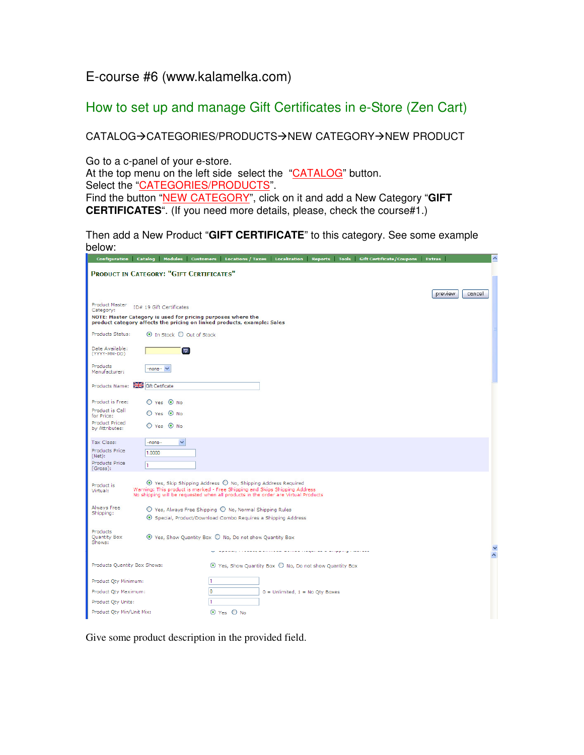E-course #6 (www.kalamelka.com)

## How to set up and manage Gift Certificates in e-Store (Zen Cart)

CATALOG→CATEGORIES/PRODUCTS→NEW CATEGORY→NEW PRODUCT

Go to a c-panel of your e-store.
At the top menu on the left side select the "CATALOG" button.
Select the "CATEGORIES/PRODUCTS".
Find the button "NEW CATEGORY", click on it and add a New Category "**GIFT CERTIFICATES**". (If you need more details, please, check the course#1.)

Then add a New Product "**GIFT CERTIFICATE**" to this category. See some example below:

Give some product description in the provided field.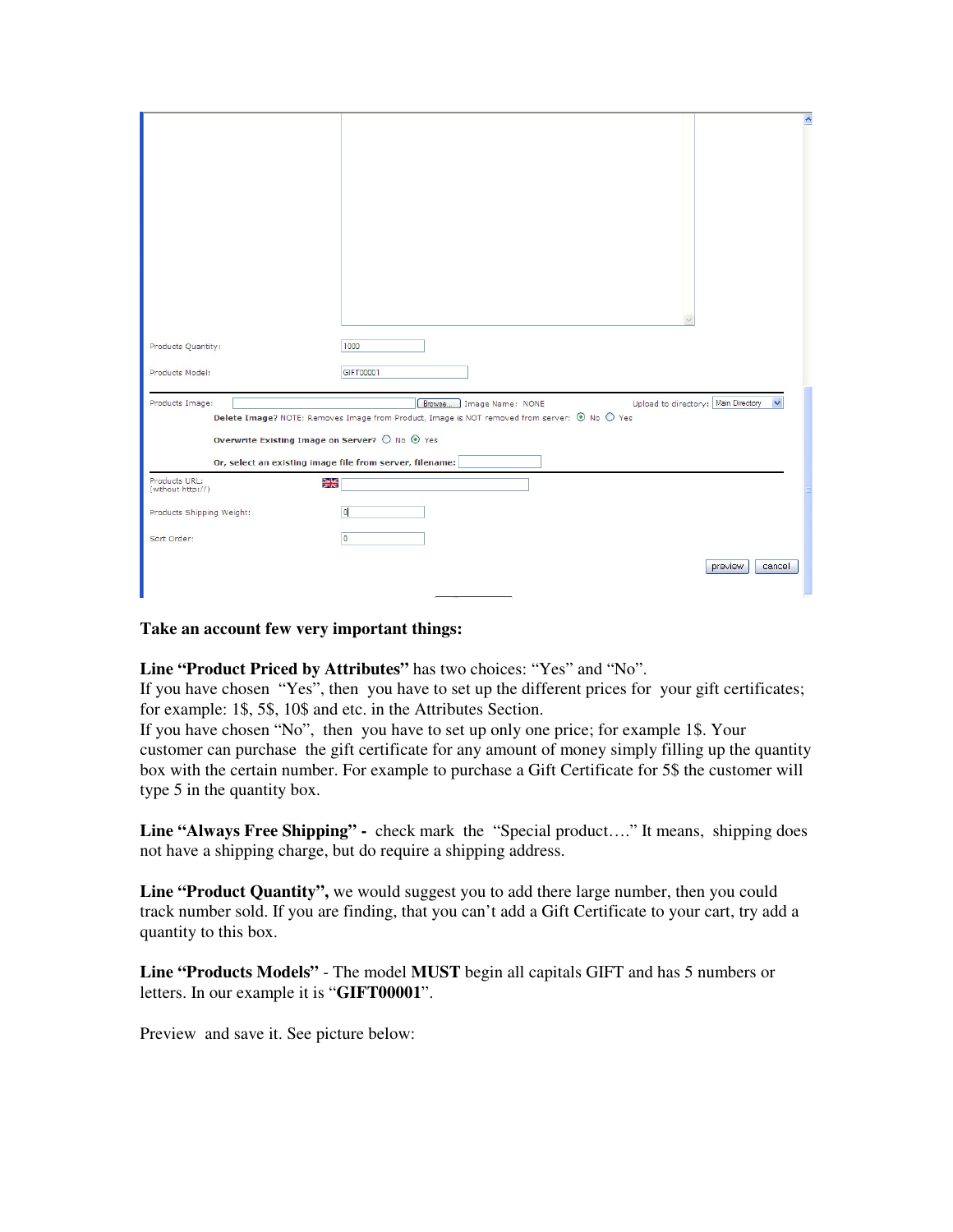Products Quantity: 1000

Products Model: GIFT00001

Products Image: Browse... Image Name: NONE Upload to directory: Main Directory

Delete Image? NOTE: Removes Image from Product, Image is NOT removed from server: No Yes

Overwrite Existing Image on Server? No Yes

Or, select an existing image file from server, filename:

Products URL:
(without http://)

Products Shipping Weight: 0

Sort Order: 0

preview cancel

**Take an account few very important things:**

**Line "Product Priced by Attributes"** has two choices: "Yes" and "No".
If you have chosen "Yes", then you have to set up the different prices for your gift certificates; for example: 1$, 5$, 10$ and etc. in the Attributes Section.
If you have chosen "No", then you have to set up only one price; for example 1$. Your customer can purchase the gift certificate for any amount of money simply filling up the quantity box with the certain number. For example to purchase a Gift Certificate for 5$ the customer will type 5 in the quantity box.

**Line "Always Free Shipping" -** check mark the "Special product…." It means, shipping does not have a shipping charge, but do require a shipping address.

**Line "Product Quantity",** we would suggest you to add there large number, then you could track number sold. If you are finding, that you can't add a Gift Certificate to your cart, try add a quantity to this box.

**Line "Products Models"** - The model **MUST** begin all capitals GIFT and has 5 numbers or letters. In our example it is "**GIFT00001**".

Preview and save it. See picture below: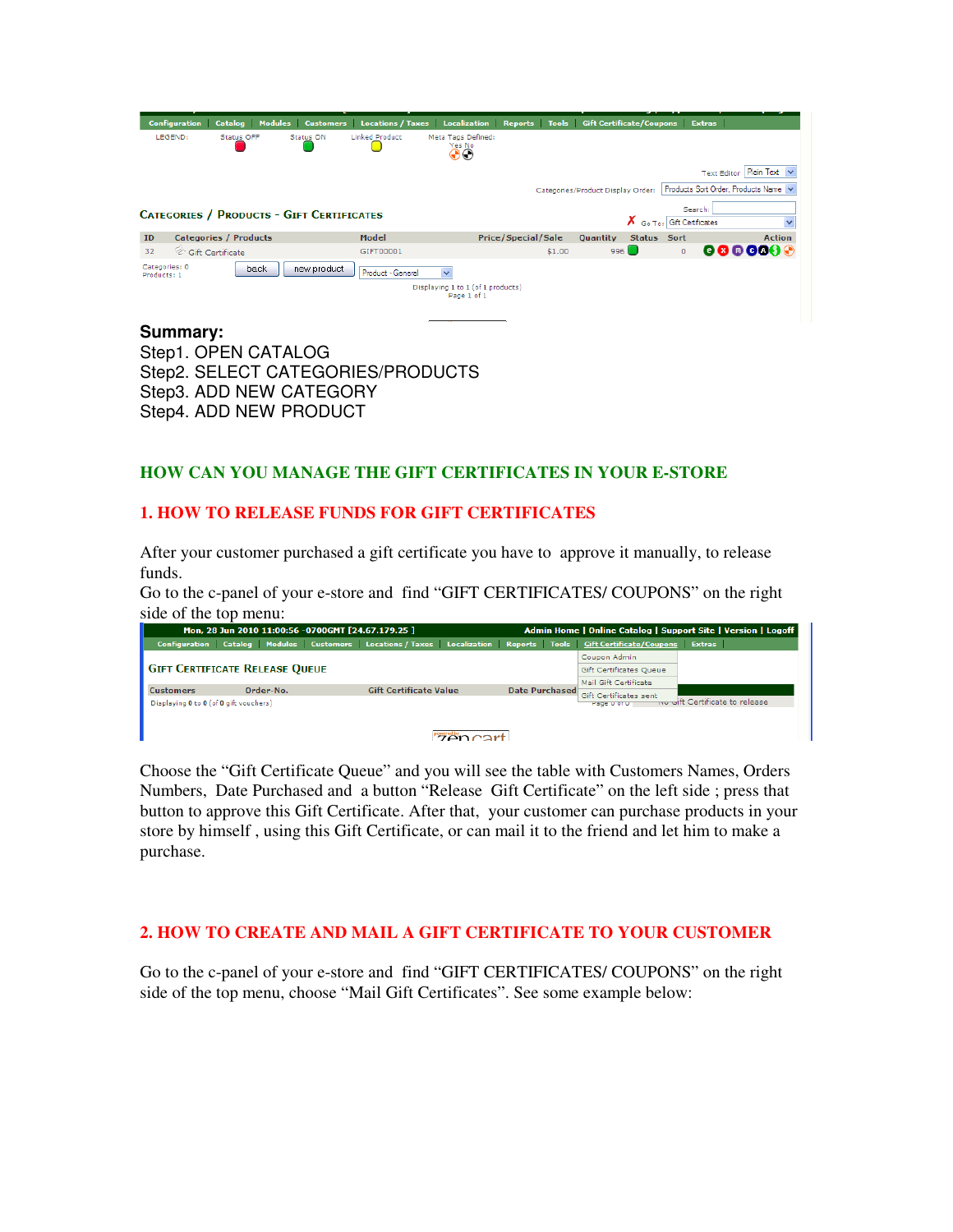**Summary:**

Step1. OPEN CATALOG
Step2. SELECT CATEGORIES/PRODUCTS
Step3. ADD NEW CATEGORY
Step4. ADD NEW PRODUCT

## HOW CAN YOU MANAGE THE GIFT CERTIFICATES IN YOUR E-STORE

### 1. HOW TO RELEASE FUNDS FOR GIFT CERTIFICATES

After your customer purchased a gift certificate you have to approve it manually, to release funds.
Go to the c-panel of your e-store and find "GIFT CERTIFICATES/ COUPONS" on the right side of the top menu:

Choose the "Gift Certificate Queue" and you will see the table with Customers Names, Orders Numbers, Date Purchased and a button "Release Gift Certificate" on the left side ; press that button to approve this Gift Certificate. After that, your customer can purchase products in your store by himself , using this Gift Certificate, or can mail it to the friend and let him to make a purchase.

### 2. HOW TO CREATE AND MAIL A GIFT CERTIFICATE TO YOUR CUSTOMER

Go to the c-panel of your e-store and find "GIFT CERTIFICATES/ COUPONS" on the right side of the top menu, choose "Mail Gift Certificates". See some example below: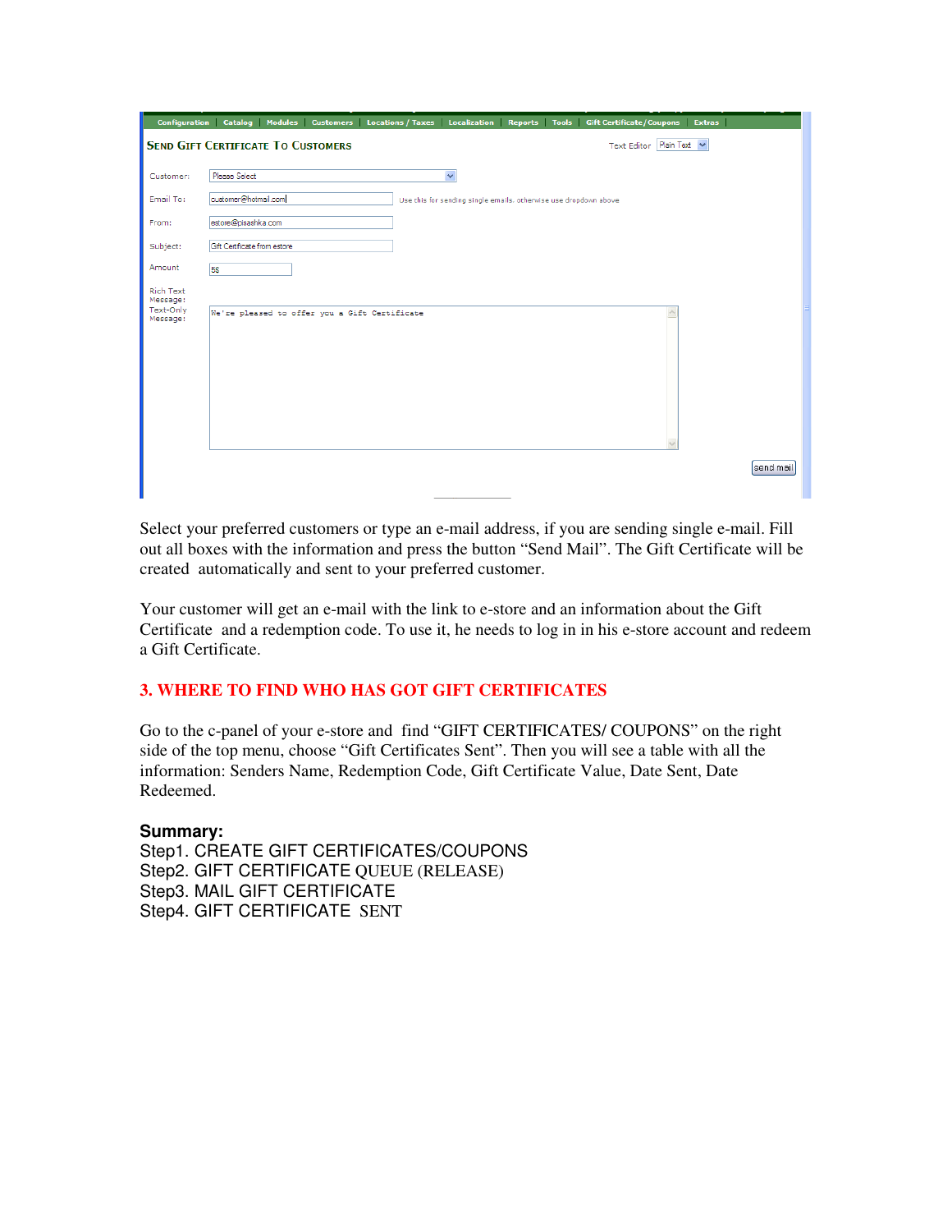Select your preferred customers or type an e-mail address, if you are sending single e-mail. Fill out all boxes with the information and press the button “Send Mail”. The Gift Certificate will be created automatically and sent to your preferred customer.

Your customer will get an e-mail with the link to e-store and an information about the Gift Certificate and a redemption code. To use it, he needs to log in in his e-store account and redeem a Gift Certificate.

## 3. WHERE TO FIND WHO HAS GOT GIFT CERTIFICATES

Go to the c-panel of your e-store and find “GIFT CERTIFICATES/ COUPONS” on the right side of the top menu, choose “Gift Certificates Sent”. Then you will see a table with all the information: Senders Name, Redemption Code, Gift Certificate Value, Date Sent, Date Redeemed.

**Summary:**

Step1. CREATE GIFT CERTIFICATES/COUPONS

Step2. GIFT CERTIFICATE QUEUE (RELEASE)

Step3. MAIL GIFT CERTIFICATE

Step4. GIFT CERTIFICATE SENT